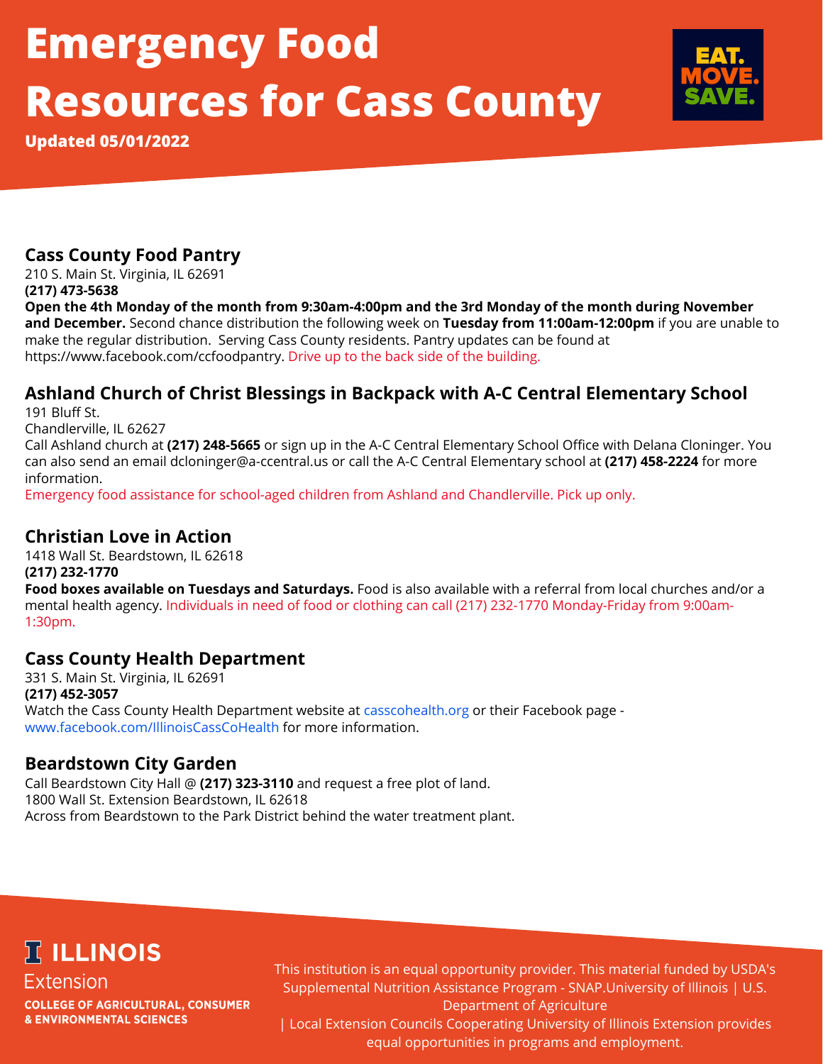# Emergency Food Resources for Cass County

**Updated 05/01/2022**

EAT. MOVE. SAVE.

## Cass County Food Pantry

210 S. Main St. Virginia, IL 62691
**(217) 473-5638**
**Open the 4th Monday of the month from 9:30am-4:00pm and the 3rd Monday of the month during November and December.** Second chance distribution the following week on **Tuesday from 11:00am-12:00pm** if you are unable to make the regular distribution. Serving Cass County residents. Pantry updates can be found at https://www.facebook.com/ccfoodpantry. Drive up to the back side of the building.

## Ashland Church of Christ Blessings in Backpack with A-C Central Elementary School

191 Bluff St.
Chandlerville, IL 62627
Call Ashland church at **(217) 248-5665** or sign up in the A-C Central Elementary School Office with Delana Cloninger. You can also send an email dcloninger@a-ccentral.us or call the A-C Central Elementary school at **(217) 458-2224** for more information.
Emergency food assistance for school-aged children from Ashland and Chandlerville. Pick up only.

## Christian Love in Action

1418 Wall St. Beardstown, IL 62618
**(217) 232-1770**
**Food boxes available on Tuesdays and Saturdays.** Food is also available with a referral from local churches and/or a mental health agency. Individuals in need of food or clothing can call (217) 232-1770 Monday-Friday from 9:00am-1:30pm.

## Cass County Health Department

331 S. Main St. Virginia, IL 62691
**(217) 452-3057**
Watch the Cass County Health Department website at casscohealth.org or their Facebook page - www.facebook.com/IllinoisCassCoHealth for more information.

## Beardstown City Garden

Call Beardstown City Hall @ **(217) 323-3110** and request a free plot of land.
1800 Wall St. Extension Beardstown, IL 62618
Across from Beardstown to the Park District behind the water treatment plant.

**ILLINOIS**
Extension
**COLLEGE OF AGRICULTURAL, CONSUMER & ENVIRONMENTAL SCIENCES**

This institution is an equal opportunity provider. This material funded by USDA's Supplemental Nutrition Assistance Program - SNAP.University of Illinois | U.S. Department of Agriculture | Local Extension Councils Cooperating University of Illinois Extension provides equal opportunities in programs and employment.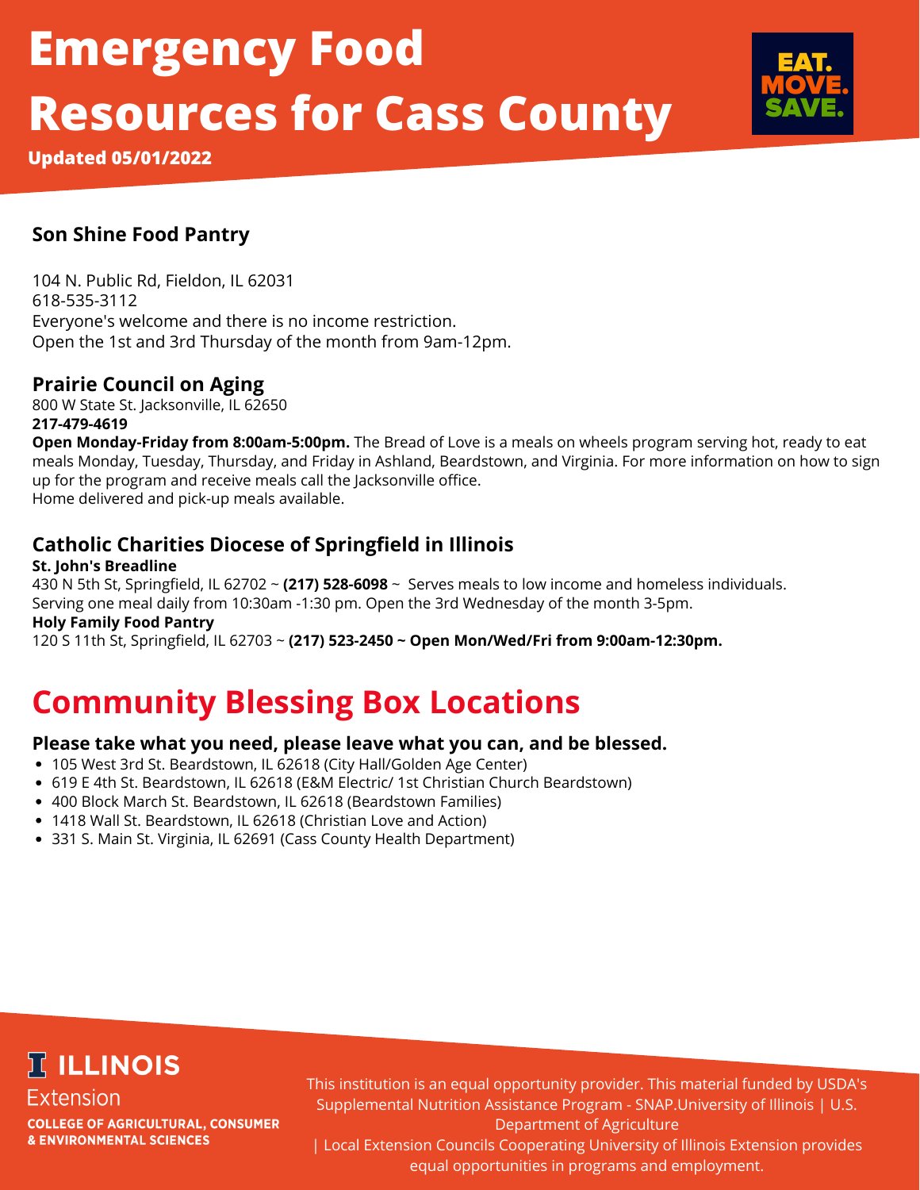# Emergency Food Resources for Cass County

**Updated 05/01/2022**

### Son Shine Food Pantry

104 N. Public Rd, Fieldon, IL 62031
618-535-3112
Everyone's welcome and there is no income restriction.
Open the 1st and 3rd Thursday of the month from 9am-12pm.

### Prairie Council on Aging

800 W State St. Jacksonville, IL 62650
**217-479-4619**
**Open Monday-Friday from 8:00am-5:00pm.** The Bread of Love is a meals on wheels program serving hot, ready to eat meals Monday, Tuesday, Thursday, and Friday in Ashland, Beardstown, and Virginia. For more information on how to sign up for the program and receive meals call the Jacksonville office.
Home delivered and pick-up meals available.

### Catholic Charities Diocese of Springfield in Illinois

**St. John's Breadline**
430 N 5th St, Springfield, IL 62702 ~ **(217) 528-6098** ~ Serves meals to low income and homeless individuals. Serving one meal daily from 10:30am -1:30 pm. Open the 3rd Wednesday of the month 3-5pm.
**Holy Family Food Pantry**
120 S 11th St, Springfield, IL 62703 ~ **(217) 523-2450 ~ Open Mon/Wed/Fri from 9:00am-12:30pm.**

## Community Blessing Box Locations

**Please take what you need, please leave what you can, and be blessed.**

- 105 West 3rd St. Beardstown, IL 62618 (City Hall/Golden Age Center)
- 619 E 4th St. Beardstown, IL 62618 (E&M Electric/ 1st Christian Church Beardstown)
- 400 Block March St. Beardstown, IL 62618 (Beardstown Families)
- 1418 Wall St. Beardstown, IL 62618 (Christian Love and Action)
- 331 S. Main St. Virginia, IL 62691 (Cass County Health Department)

ILLINOIS Extension
COLLEGE OF AGRICULTURAL, CONSUMER & ENVIRONMENTAL SCIENCES

This institution is an equal opportunity provider. This material funded by USDA's Supplemental Nutrition Assistance Program - SNAP.University of Illinois | U.S. Department of Agriculture | Local Extension Councils Cooperating University of Illinois Extension provides equal opportunities in programs and employment.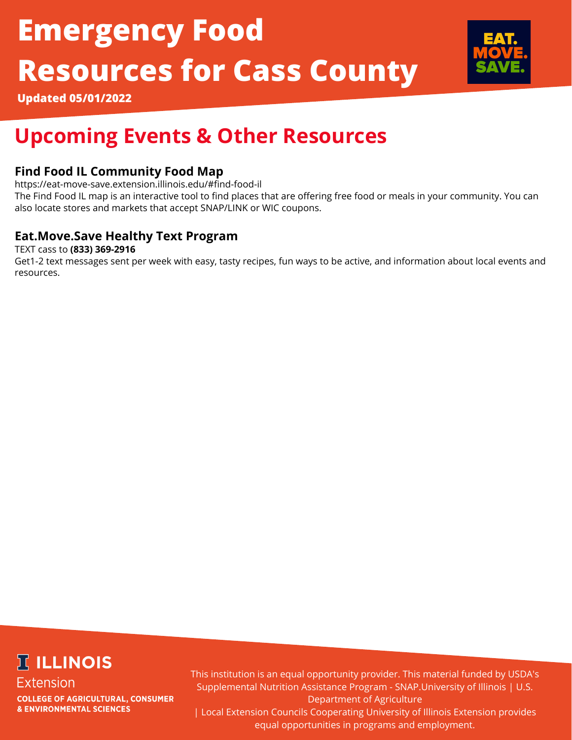# Emergency Food Resources for Cass County

**Updated 05/01/2022**

## Upcoming Events & Other Resources

### Find Food IL Community Food Map

https://eat-move-save.extension.illinois.edu/#find-food-il

The Find Food IL map is an interactive tool to find places that are offering free food or meals in your community. You can also locate stores and markets that accept SNAP/LINK or WIC coupons.

### Eat.Move.Save Healthy Text Program

TEXT cass to **(833) 369-2916**

Get1-2 text messages sent per week with easy, tasty recipes, fun ways to be active, and information about local events and resources.

ILLINOIS Extension
COLLEGE OF AGRICULTURAL, CONSUMER & ENVIRONMENTAL SCIENCES

This institution is an equal opportunity provider. This material funded by USDA's Supplemental Nutrition Assistance Program - SNAP.University of Illinois | U.S. Department of Agriculture | Local Extension Councils Cooperating University of Illinois Extension provides equal opportunities in programs and employment.